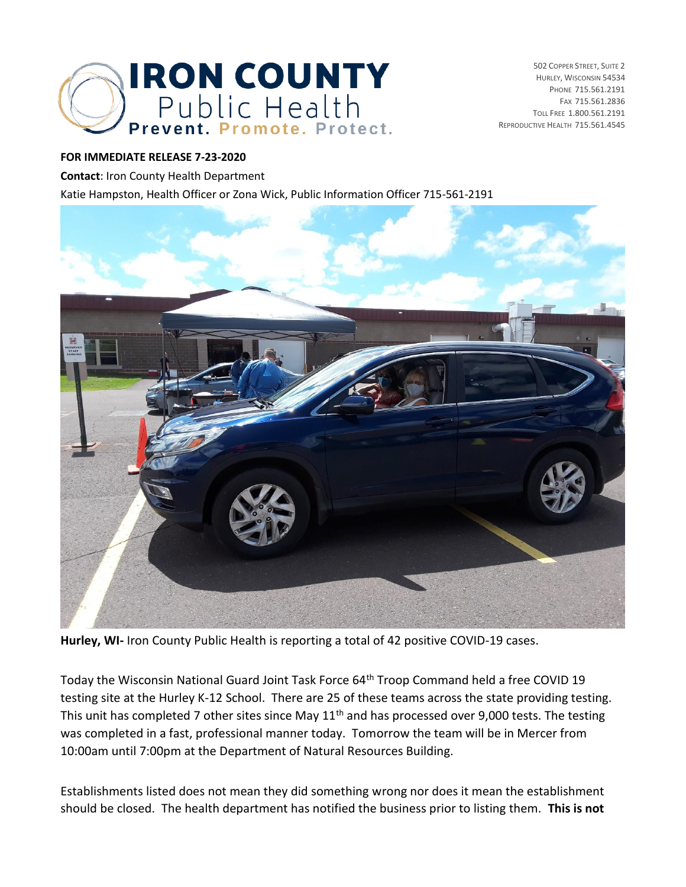**IRON COUNTY** Public Health
**Prevent. Promote. Protect.**

502 Copper Street, Suite 2
Hurley, Wisconsin 54534
Phone 715.561.2191
Fax 715.561.2836
Toll Free 1.800.561.2191
Reproductive Health 715.561.4545

**FOR IMMEDIATE RELEASE 7-23-2020**

**Contact**: Iron County Health Department

Katie Hampston, Health Officer or Zona Wick, Public Information Officer 715-561-2191

**Hurley, WI-** Iron County Public Health is reporting a total of 42 positive COVID-19 cases.

Today the Wisconsin National Guard Joint Task Force 64th Troop Command held a free COVID 19 testing site at the Hurley K-12 School. There are 25 of these teams across the state providing testing. This unit has completed 7 other sites since May 11th and has processed over 9,000 tests. The testing was completed in a fast, professional manner today. Tomorrow the team will be in Mercer from 10:00am until 7:00pm at the Department of Natural Resources Building.

Establishments listed does not mean they did something wrong nor does it mean the establishment should be closed. The health department has notified the business prior to listing them. **This is not**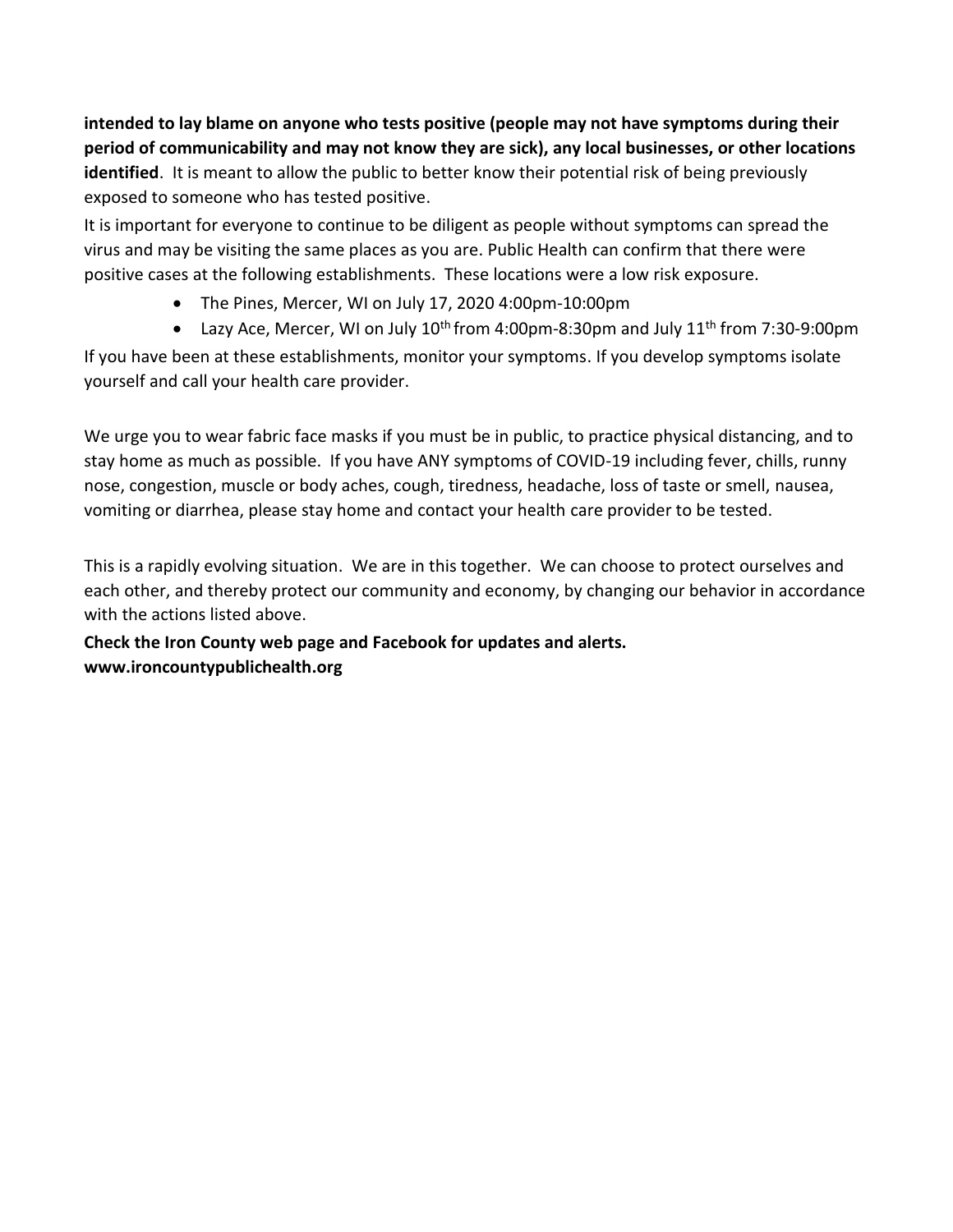**intended to lay blame on anyone who tests positive (people may not have symptoms during their period of communicability and may not know they are sick), any local businesses, or other locations identified**. It is meant to allow the public to better know their potential risk of being previously exposed to someone who has tested positive.

It is important for everyone to continue to be diligent as people without symptoms can spread the virus and may be visiting the same places as you are. Public Health can confirm that there were positive cases at the following establishments. These locations were a low risk exposure.

- The Pines, Mercer, WI on July 17, 2020 4:00pm-10:00pm
- Lazy Ace, Mercer, WI on July 10th from 4:00pm-8:30pm and July 11th from 7:30-9:00pm

If you have been at these establishments, monitor your symptoms. If you develop symptoms isolate yourself and call your health care provider.

We urge you to wear fabric face masks if you must be in public, to practice physical distancing, and to stay home as much as possible. If you have ANY symptoms of COVID-19 including fever, chills, runny nose, congestion, muscle or body aches, cough, tiredness, headache, loss of taste or smell, nausea, vomiting or diarrhea, please stay home and contact your health care provider to be tested.

This is a rapidly evolving situation. We are in this together. We can choose to protect ourselves and each other, and thereby protect our community and economy, by changing our behavior in accordance with the actions listed above.

**Check the Iron County web page and Facebook for updates and alerts.**
**www.ironcountypublichealth.org**